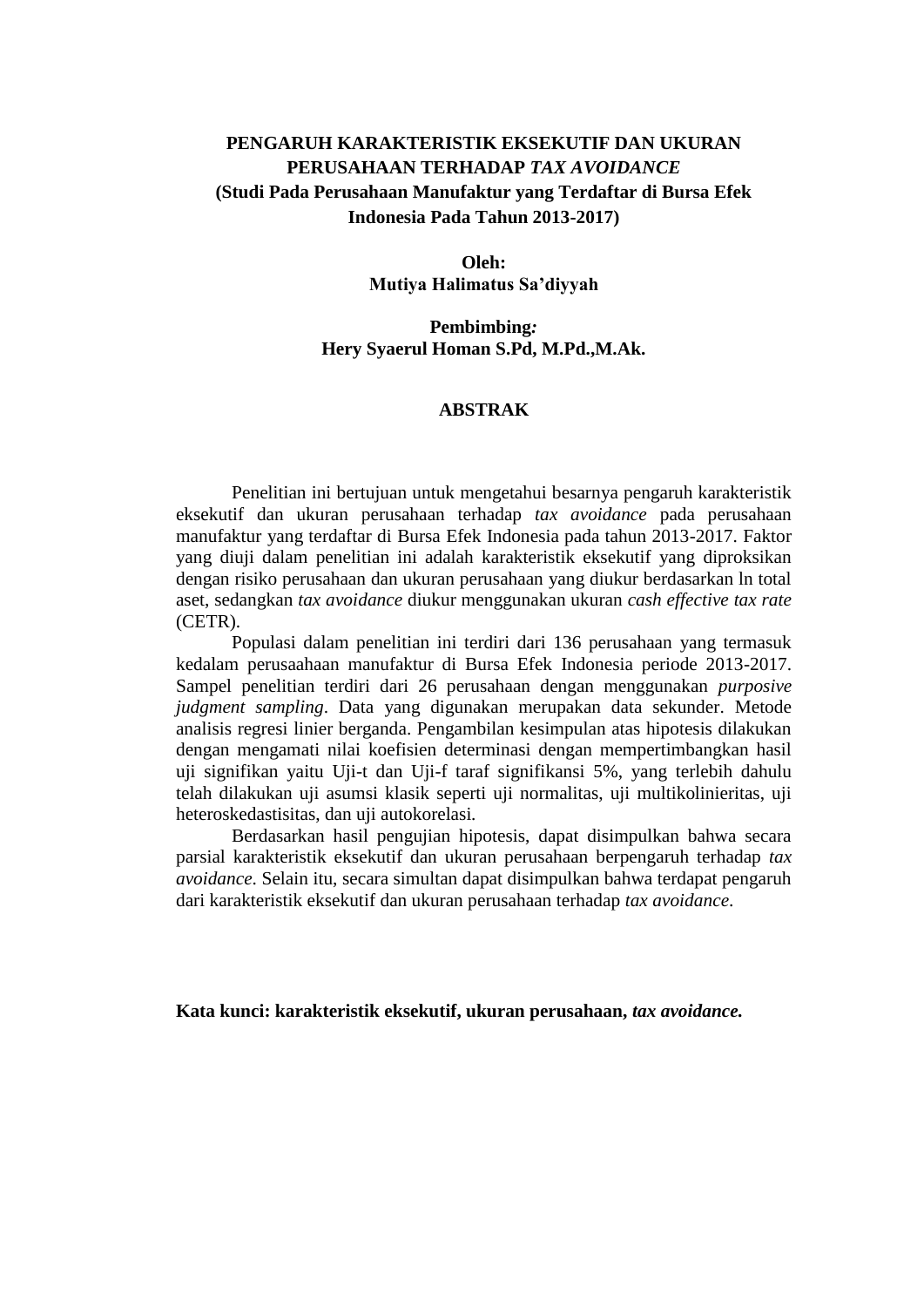# PENGARUH KARAKTERISTIK EKSEKUTIF DAN UKURAN PERUSAHAAN TERHADAP *TAX AVOIDANCE*

## (Studi Pada Perusahaan Manufaktur yang Terdaftar di Bursa Efek Indonesia Pada Tahun 2013-2017)

**Oleh:**
**Mutiya Halimatus Sa'diyyah**

**Pembimbing*:***
**Hery Syaerul Homan S.Pd, M.Pd.,M.Ak.**

## ABSTRAK

Penelitian ini bertujuan untuk mengetahui besarnya pengaruh karakteristik eksekutif dan ukuran perusahaan terhadap *tax avoidance* pada perusahaan manufaktur yang terdaftar di Bursa Efek Indonesia pada tahun 2013-2017. Faktor yang diuji dalam penelitian ini adalah karakteristik eksekutif yang diproksikan dengan risiko perusahaan dan ukuran perusahaan yang diukur berdasarkan ln total aset, sedangkan *tax avoidance* diukur menggunakan ukuran *cash effective tax rate* (CETR).

Populasi dalam penelitian ini terdiri dari 136 perusahaan yang termasuk kedalam perusaahaan manufaktur di Bursa Efek Indonesia periode 2013-2017. Sampel penelitian terdiri dari 26 perusahaan dengan menggunakan *purposive judgment sampling*. Data yang digunakan merupakan data sekunder. Metode analisis regresi linier berganda. Pengambilan kesimpulan atas hipotesis dilakukan dengan mengamati nilai koefisien determinasi dengan mempertimbangkan hasil uji signifikan yaitu Uji-t dan Uji-f taraf signifikansi 5%, yang terlebih dahulu telah dilakukan uji asumsi klasik seperti uji normalitas, uji multikolinieritas, uji heteroskedastisitas, dan uji autokorelasi.

Berdasarkan hasil pengujian hipotesis, dapat disimpulkan bahwa secara parsial karakteristik eksekutif dan ukuran perusahaan berpengaruh terhadap *tax avoidance*. Selain itu, secara simultan dapat disimpulkan bahwa terdapat pengaruh dari karakteristik eksekutif dan ukuran perusahaan terhadap *tax avoidance*.

**Kata kunci: karakteristik eksekutif, ukuran perusahaan, *tax avoidance.***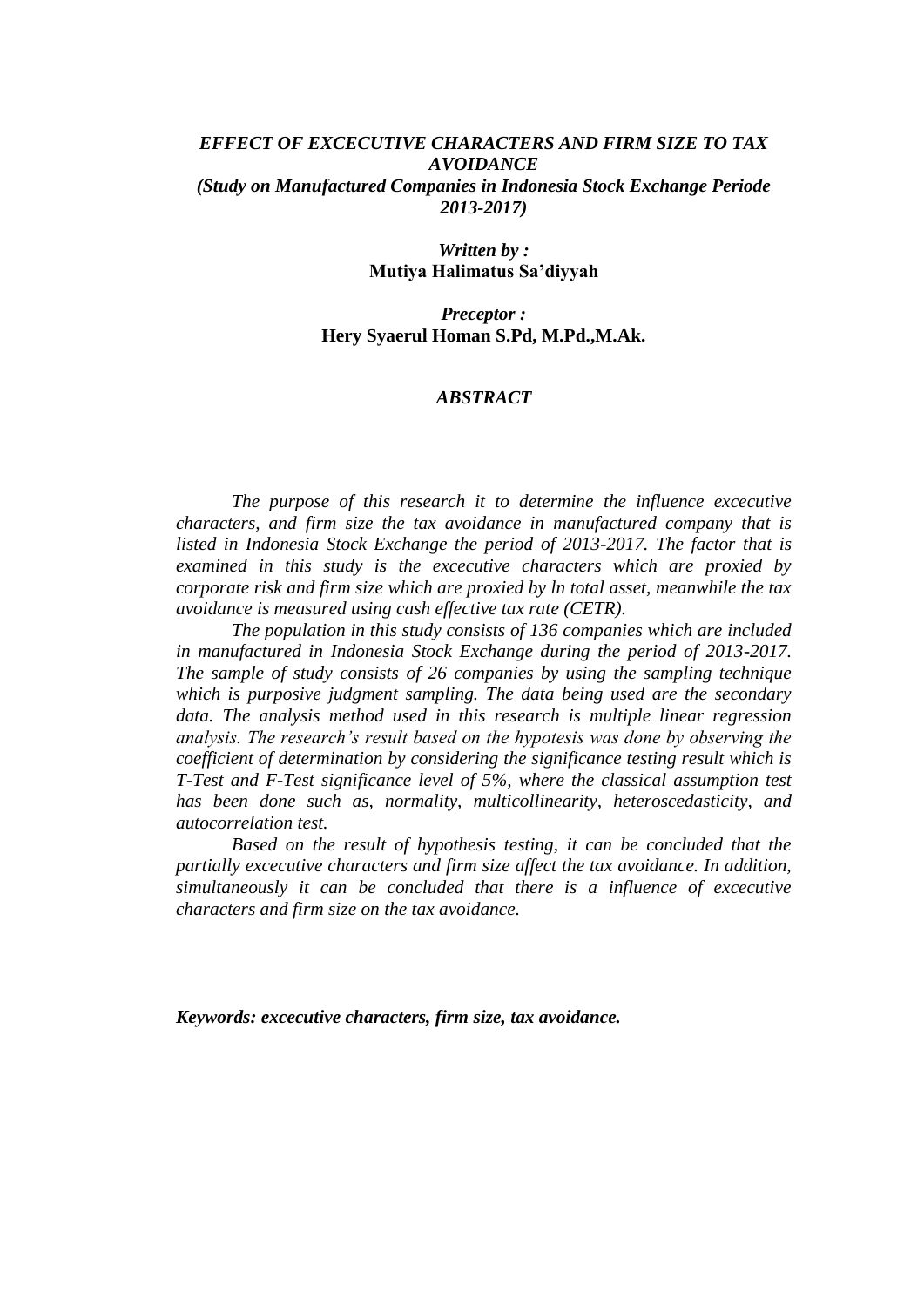***EFFECT OF EXCECUTIVE CHARACTERS AND FIRM SIZE TO TAX AVOIDANCE***

***(Study on Manufactured Companies in Indonesia Stock Exchange Periode 2013-2017)***

***Written by :***

**Mutiya Halimatus Sa'diyyah**

***Preceptor :***

**Hery Syaerul Homan S.Pd, M.Pd.,M.Ak.**

## *ABSTRACT*

*The purpose of this research it to determine the influence excecutive characters, and firm size the tax avoidance in manufactured company that is listed in Indonesia Stock Exchange the period of 2013-2017. The factor that is examined in this study is the excecutive characters which are proxied by corporate risk and firm size which are proxied by ln total asset, meanwhile the tax avoidance is measured using cash effective tax rate (CETR).*

*The population in this study consists of 136 companies which are included in manufactured in Indonesia Stock Exchange during the period of 2013-2017. The sample of study consists of 26 companies by using the sampling technique which is purposive judgment sampling. The data being used are the secondary data. The analysis method used in this research is multiple linear regression analysis. The research's result based on the hypotesis was done by observing the coefficient of determination by considering the significance testing result which is T-Test and F-Test significance level of 5%, where the classical assumption test has been done such as, normality, multicollinearity, heteroscedasticity, and autocorrelation test.*

*Based on the result of hypothesis testing, it can be concluded that the partially excecutive characters and firm size affect the tax avoidance. In addition, simultaneously it can be concluded that there is a influence of excecutive characters and firm size on the tax avoidance.*

***Keywords: excecutive characters, firm size, tax avoidance.***